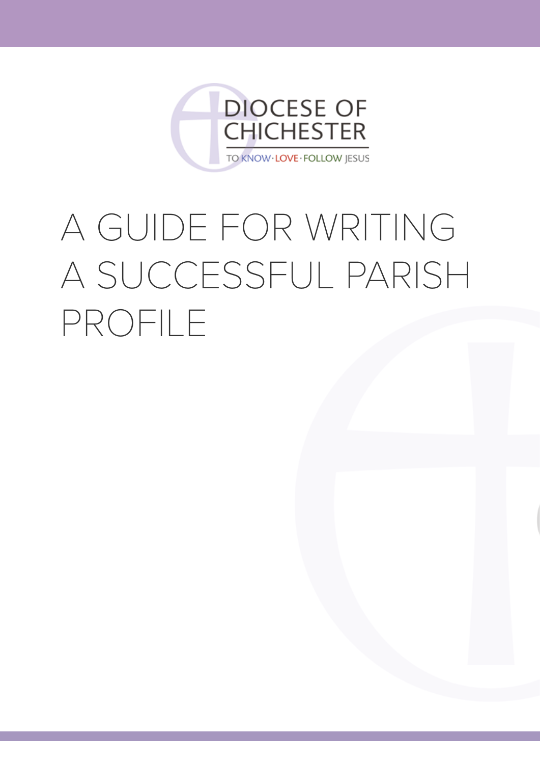DIOCESE OF CHICHESTER

TO KNOW · LOVE · FOLLOW JESUS

# A GUIDE FOR WRITING A SUCCESSFUL PARISH PROFILE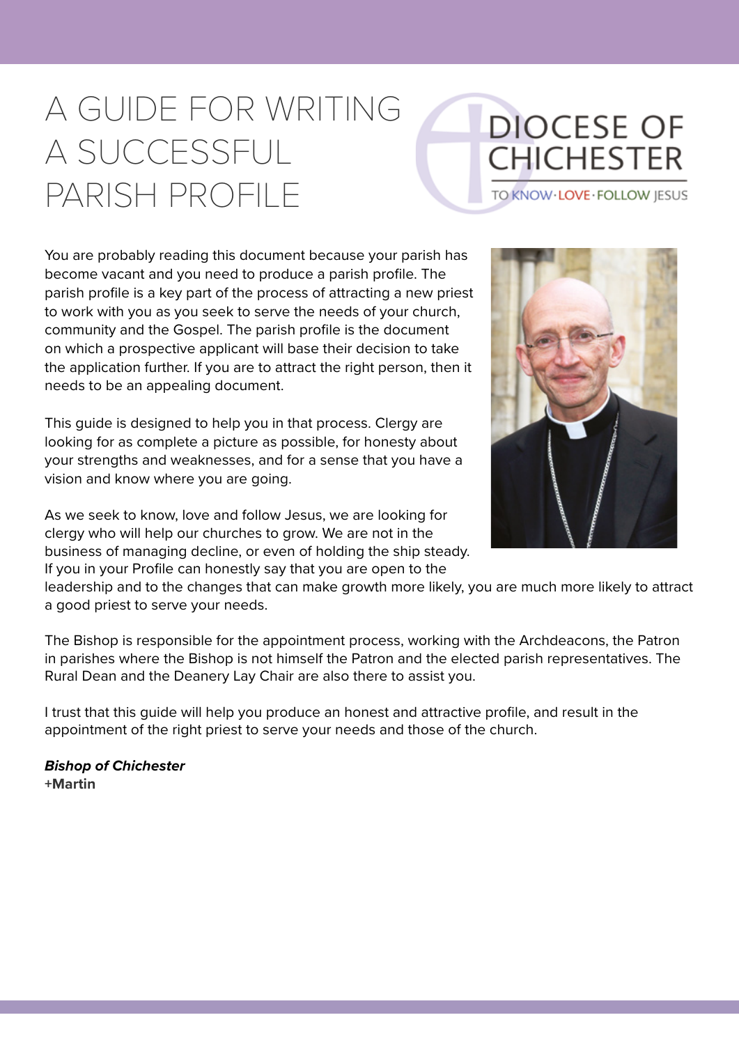# A GUIDE FOR WRITING A SUCCESSFUL PARISH PROFILE

DIOCESE OF CHICHESTER

TO KNOW · LOVE · FOLLOW JESUS

You are probably reading this document because your parish has become vacant and you need to produce a parish profile. The parish profile is a key part of the process of attracting a new priest to work with you as you seek to serve the needs of your church, community and the Gospel. The parish profile is the document on which a prospective applicant will base their decision to take the application further. If you are to attract the right person, then it needs to be an appealing document.

This guide is designed to help you in that process. Clergy are looking for as complete a picture as possible, for honesty about your strengths and weaknesses, and for a sense that you have a vision and know where you are going.

As we seek to know, love and follow Jesus, we are looking for clergy who will help our churches to grow. We are not in the business of managing decline, or even of holding the ship steady. If you in your Profile can honestly say that you are open to the leadership and to the changes that can make growth more likely, you are much more likely to attract a good priest to serve your needs.

The Bishop is responsible for the appointment process, working with the Archdeacons, the Patron in parishes where the Bishop is not himself the Patron and the elected parish representatives. The Rural Dean and the Deanery Lay Chair are also there to assist you.

I trust that this guide will help you produce an honest and attractive profile, and result in the appointment of the right priest to serve your needs and those of the church.

***Bishop of Chichester***
**+Martin**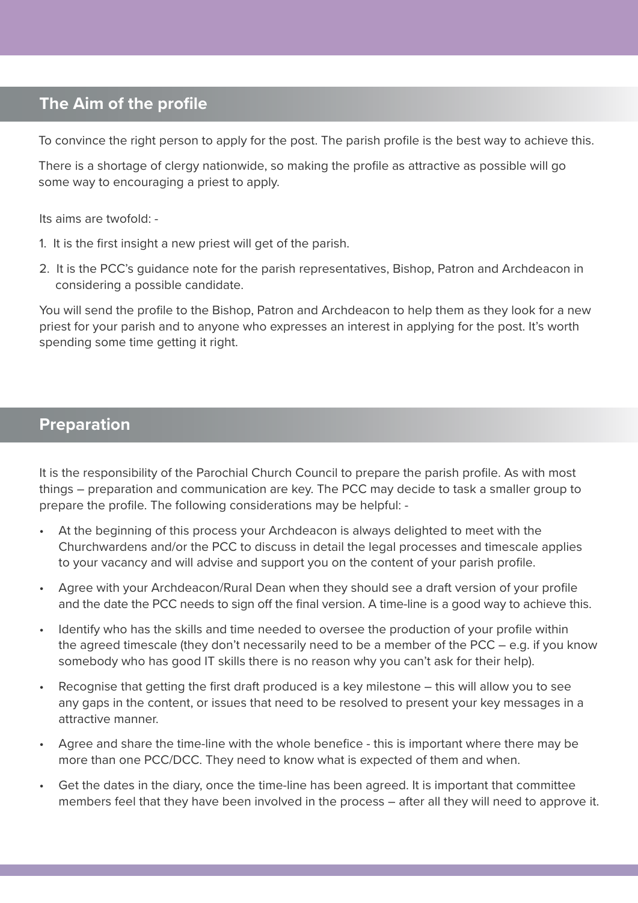## The Aim of the profile

To convince the right person to apply for the post. The parish profile is the best way to achieve this.

There is a shortage of clergy nationwide, so making the profile as attractive as possible will go some way to encouraging a priest to apply.

Its aims are twofold: -

1. It is the first insight a new priest will get of the parish.
2. It is the PCC's guidance note for the parish representatives, Bishop, Patron and Archdeacon in considering a possible candidate.

You will send the profile to the Bishop, Patron and Archdeacon to help them as they look for a new priest for your parish and to anyone who expresses an interest in applying for the post. It's worth spending some time getting it right.

## Preparation

It is the responsibility of the Parochial Church Council to prepare the parish profile. As with most things – preparation and communication are key. The PCC may decide to task a smaller group to prepare the profile. The following considerations may be helpful: -

- At the beginning of this process your Archdeacon is always delighted to meet with the Churchwardens and/or the PCC to discuss in detail the legal processes and timescale applies to your vacancy and will advise and support you on the content of your parish profile.
- Agree with your Archdeacon/Rural Dean when they should see a draft version of your profile and the date the PCC needs to sign off the final version. A time-line is a good way to achieve this.
- Identify who has the skills and time needed to oversee the production of your profile within the agreed timescale (they don't necessarily need to be a member of the PCC – e.g. if you know somebody who has good IT skills there is no reason why you can't ask for their help).
- Recognise that getting the first draft produced is a key milestone – this will allow you to see any gaps in the content, or issues that need to be resolved to present your key messages in a attractive manner.
- Agree and share the time-line with the whole benefice - this is important where there may be more than one PCC/DCC. They need to know what is expected of them and when.
- Get the dates in the diary, once the time-line has been agreed. It is important that committee members feel that they have been involved in the process – after all they will need to approve it.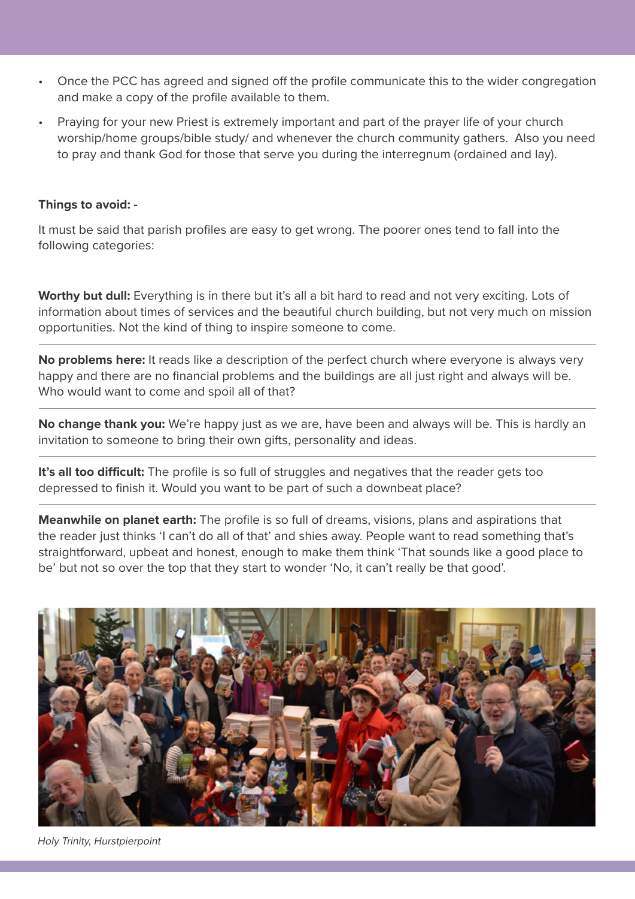- Once the PCC has agreed and signed off the profile communicate this to the wider congregation and make a copy of the profile available to them.
- Praying for your new Priest is extremely important and part of the prayer life of your church worship/home groups/bible study/ and whenever the church community gathers. Also you need to pray and thank God for those that serve you during the interregnum (ordained and lay).

**Things to avoid: -**

It must be said that parish profiles are easy to get wrong. The poorer ones tend to fall into the following categories:

**Worthy but dull:** Everything is in there but it's all a bit hard to read and not very exciting. Lots of information about times of services and the beautiful church building, but not very much on mission opportunities. Not the kind of thing to inspire someone to come.

---

**No problems here:** It reads like a description of the perfect church where everyone is always very happy and there are no financial problems and the buildings are all just right and always will be. Who would want to come and spoil all of that?

---

**No change thank you:** We're happy just as we are, have been and always will be. This is hardly an invitation to someone to bring their own gifts, personality and ideas.

---

**It's all too difficult:** The profile is so full of struggles and negatives that the reader gets too depressed to finish it. Would you want to be part of such a downbeat place?

---

**Meanwhile on planet earth:** The profile is so full of dreams, visions, plans and aspirations that the reader just thinks 'I can't do all of that' and shies away. People want to read something that's straightforward, upbeat and honest, enough to make them think 'That sounds like a good place to be' but not so over the top that they start to wonder 'No, it can't really be that good'.

*Holy Trinity, Hurstpierpoint*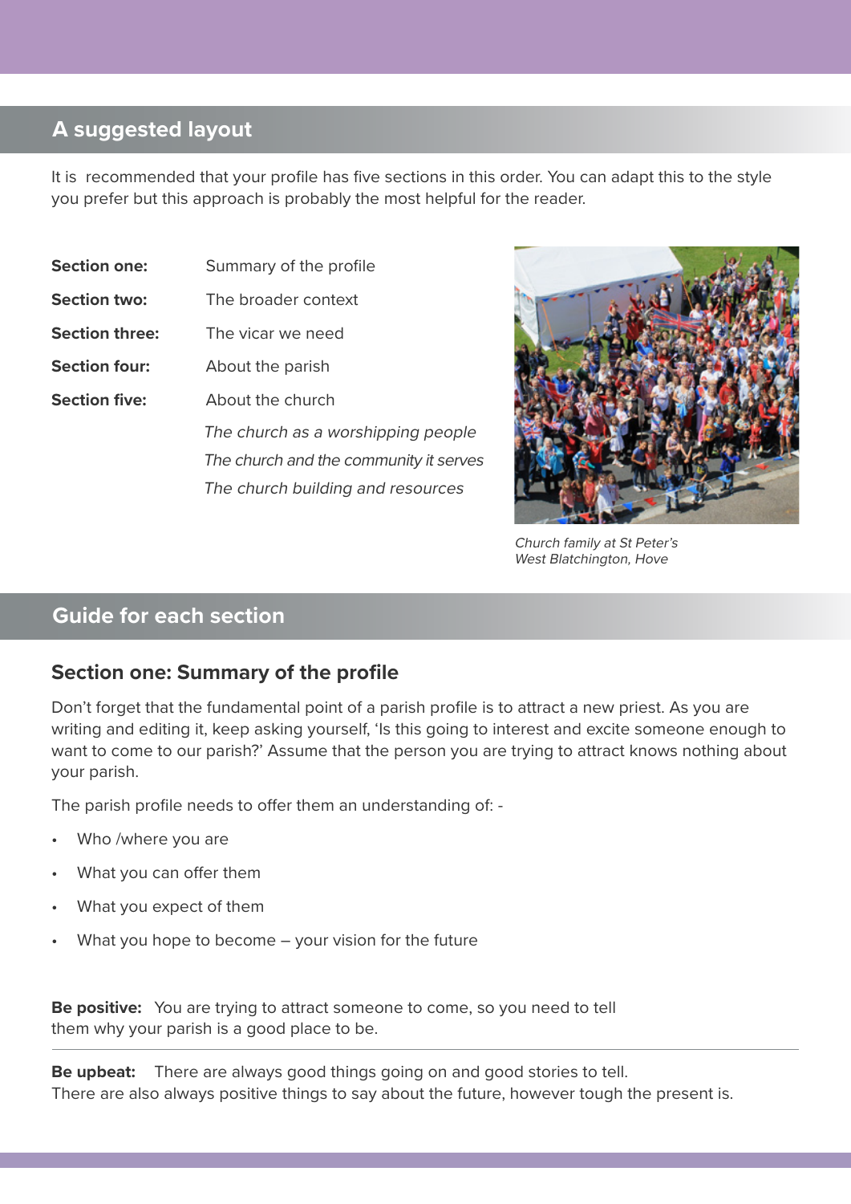## A suggested layout

It is recommended that your profile has five sections in this order. You can adapt this to the style you prefer but this approach is probably the most helpful for the reader.

| | |
|---|---|
| **Section one:** | Summary of the profile |
| **Section two:** | The broader context |
| **Section three:** | The vicar we need |
| **Section four:** | About the parish |
| **Section five:** | About the church |
| | *The church as a worshipping people* |
| | *The church and the community it serves* |
| | *The church building and resources* |

*Church family at St Peter's West Blatchington, Hove*

## Guide for each section

### Section one: Summary of the profile

Don't forget that the fundamental point of a parish profile is to attract a new priest. As you are writing and editing it, keep asking yourself, 'Is this going to interest and excite someone enough to want to come to our parish?' Assume that the person you are trying to attract knows nothing about your parish.

The parish profile needs to offer them an understanding of: -

- Who /where you are
- What you can offer them
- What you expect of them
- What you hope to become – your vision for the future

**Be positive:** You are trying to attract someone to come, so you need to tell them why your parish is a good place to be.

**Be upbeat:** There are always good things going on and good stories to tell. There are also always positive things to say about the future, however tough the present is.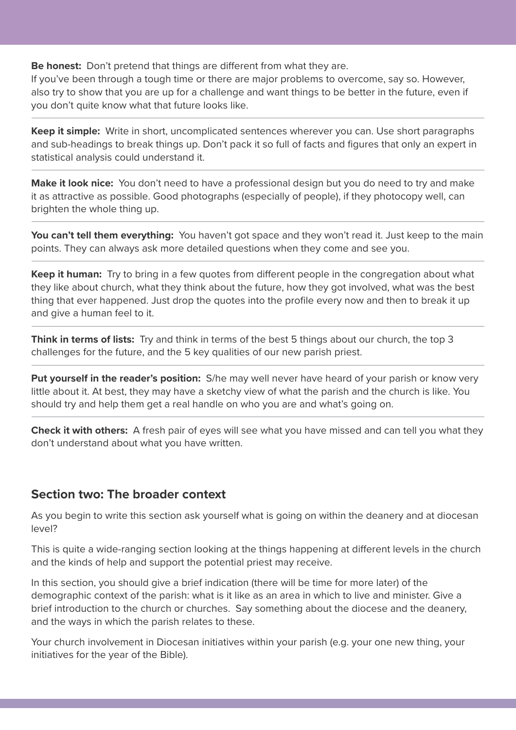**Be honest:** Don't pretend that things are different from what they are.
If you've been through a tough time or there are major problems to overcome, say so. However, also try to show that you are up for a challenge and want things to be better in the future, even if you don't quite know what that future looks like.

---

**Keep it simple:** Write in short, uncomplicated sentences wherever you can. Use short paragraphs and sub-headings to break things up. Don't pack it so full of facts and figures that only an expert in statistical analysis could understand it.

---

**Make it look nice:** You don't need to have a professional design but you do need to try and make it as attractive as possible. Good photographs (especially of people), if they photocopy well, can brighten the whole thing up.

---

**You can't tell them everything:** You haven't got space and they won't read it. Just keep to the main points. They can always ask more detailed questions when they come and see you.

---

**Keep it human:** Try to bring in a few quotes from different people in the congregation about what they like about church, what they think about the future, how they got involved, what was the best thing that ever happened. Just drop the quotes into the profile every now and then to break it up and give a human feel to it.

---

**Think in terms of lists:** Try and think in terms of the best 5 things about our church, the top 3 challenges for the future, and the 5 key qualities of our new parish priest.

---

**Put yourself in the reader's position:** S/he may well never have heard of your parish or know very little about it. At best, they may have a sketchy view of what the parish and the church is like. You should try and help them get a real handle on who you are and what's going on.

---

**Check it with others:** A fresh pair of eyes will see what you have missed and can tell you what they don't understand about what you have written.

## Section two: The broader context

As you begin to write this section ask yourself what is going on within the deanery and at diocesan level?

This is quite a wide-ranging section looking at the things happening at different levels in the church and the kinds of help and support the potential priest may receive.

In this section, you should give a brief indication (there will be time for more later) of the demographic context of the parish: what is it like as an area in which to live and minister. Give a brief introduction to the church or churches. Say something about the diocese and the deanery, and the ways in which the parish relates to these.

Your church involvement in Diocesan initiatives within your parish (e.g. your one new thing, your initiatives for the year of the Bible).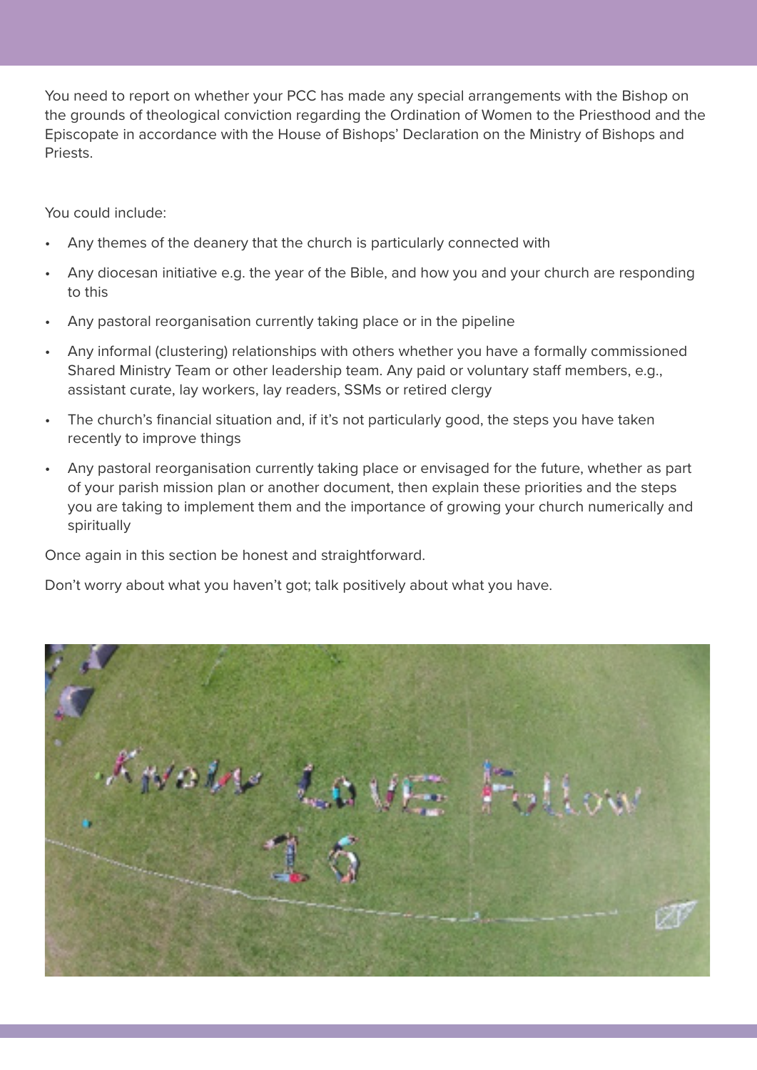You need to report on whether your PCC has made any special arrangements with the Bishop on the grounds of theological conviction regarding the Ordination of Women to the Priesthood and the Episcopate in accordance with the House of Bishops' Declaration on the Ministry of Bishops and Priests.

You could include:

- Any themes of the deanery that the church is particularly connected with
- Any diocesan initiative e.g. the year of the Bible, and how you and your church are responding to this
- Any pastoral reorganisation currently taking place or in the pipeline
- Any informal (clustering) relationships with others whether you have a formally commissioned Shared Ministry Team or other leadership team. Any paid or voluntary staff members, e.g., assistant curate, lay workers, lay readers, SSMs or retired clergy
- The church's financial situation and, if it's not particularly good, the steps you have taken recently to improve things
- Any pastoral reorganisation currently taking place or envisaged for the future, whether as part of your parish mission plan or another document, then explain these priorities and the steps you are taking to implement them and the importance of growing your church numerically and spiritually

Once again in this section be honest and straightforward.

Don't worry about what you haven't got; talk positively about what you have.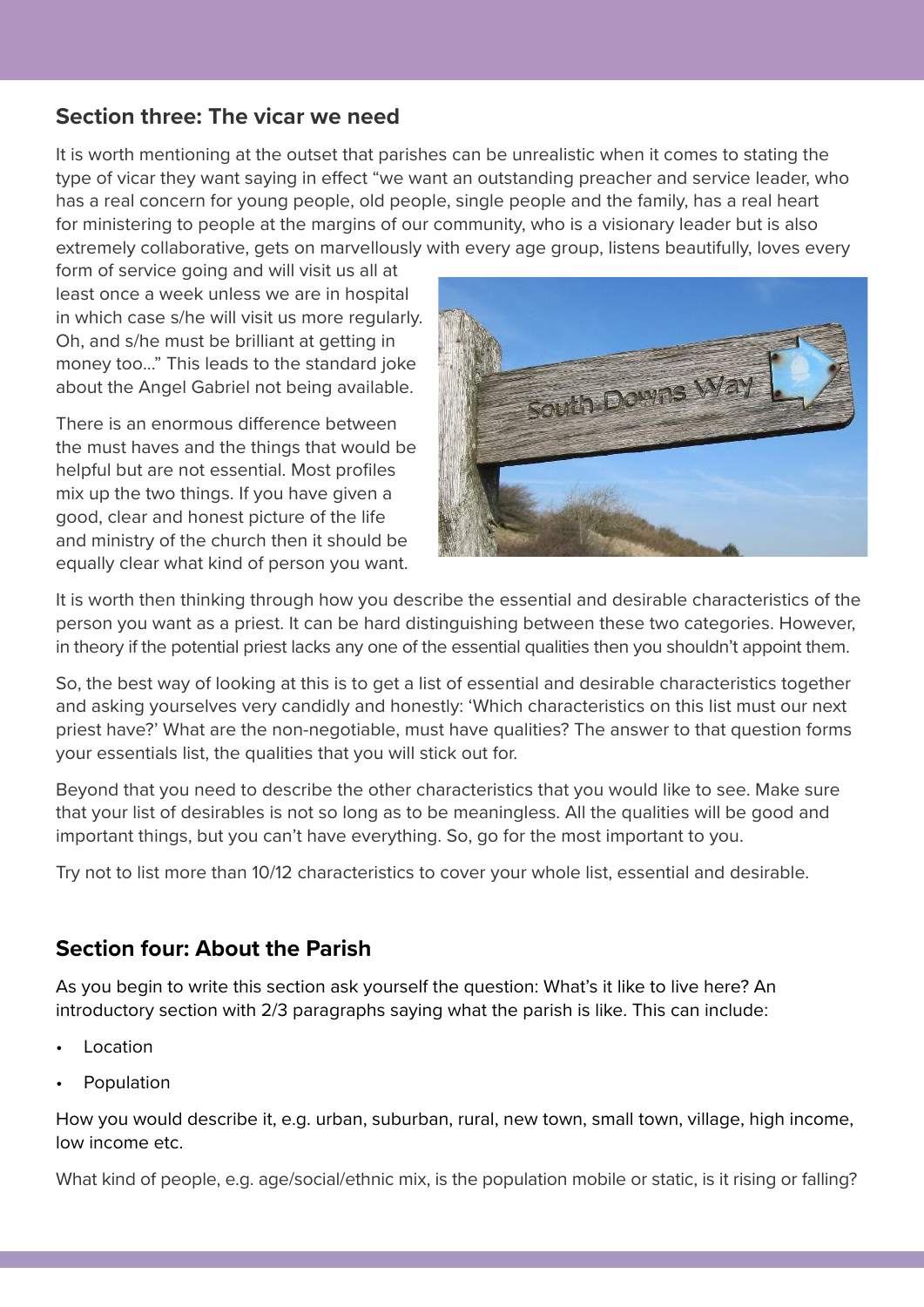## Section three: The vicar we need

It is worth mentioning at the outset that parishes can be unrealistic when it comes to stating the type of vicar they want saying in effect "we want an outstanding preacher and service leader, who has a real concern for young people, old people, single people and the family, has a real heart for ministering to people at the margins of our community, who is a visionary leader but is also extremely collaborative, gets on marvellously with every age group, listens beautifully, loves every form of service going and will visit us all at least once a week unless we are in hospital in which case s/he will visit us more regularly. Oh, and s/he must be brilliant at getting in money too..." This leads to the standard joke about the Angel Gabriel not being available.

There is an enormous difference between the must haves and the things that would be helpful but are not essential. Most profiles mix up the two things. If you have given a good, clear and honest picture of the life and ministry of the church then it should be equally clear what kind of person you want.

It is worth then thinking through how you describe the essential and desirable characteristics of the person you want as a priest. It can be hard distinguishing between these two categories. However, in theory if the potential priest lacks any one of the essential qualities then you shouldn't appoint them.

So, the best way of looking at this is to get a list of essential and desirable characteristics together and asking yourselves very candidly and honestly: 'Which characteristics on this list must our next priest have?' What are the non-negotiable, must have qualities? The answer to that question forms your essentials list, the qualities that you will stick out for.

Beyond that you need to describe the other characteristics that you would like to see. Make sure that your list of desirables is not so long as to be meaningless. All the qualities will be good and important things, but you can't have everything. So, go for the most important to you.

Try not to list more than 10/12 characteristics to cover your whole list, essential and desirable.

## Section four: About the Parish

As you begin to write this section ask yourself the question: What's it like to live here? An introductory section with 2/3 paragraphs saying what the parish is like. This can include:

- Location
- Population

How you would describe it, e.g. urban, suburban, rural, new town, small town, village, high income, low income etc.

What kind of people, e.g. age/social/ethnic mix, is the population mobile or static, is it rising or falling?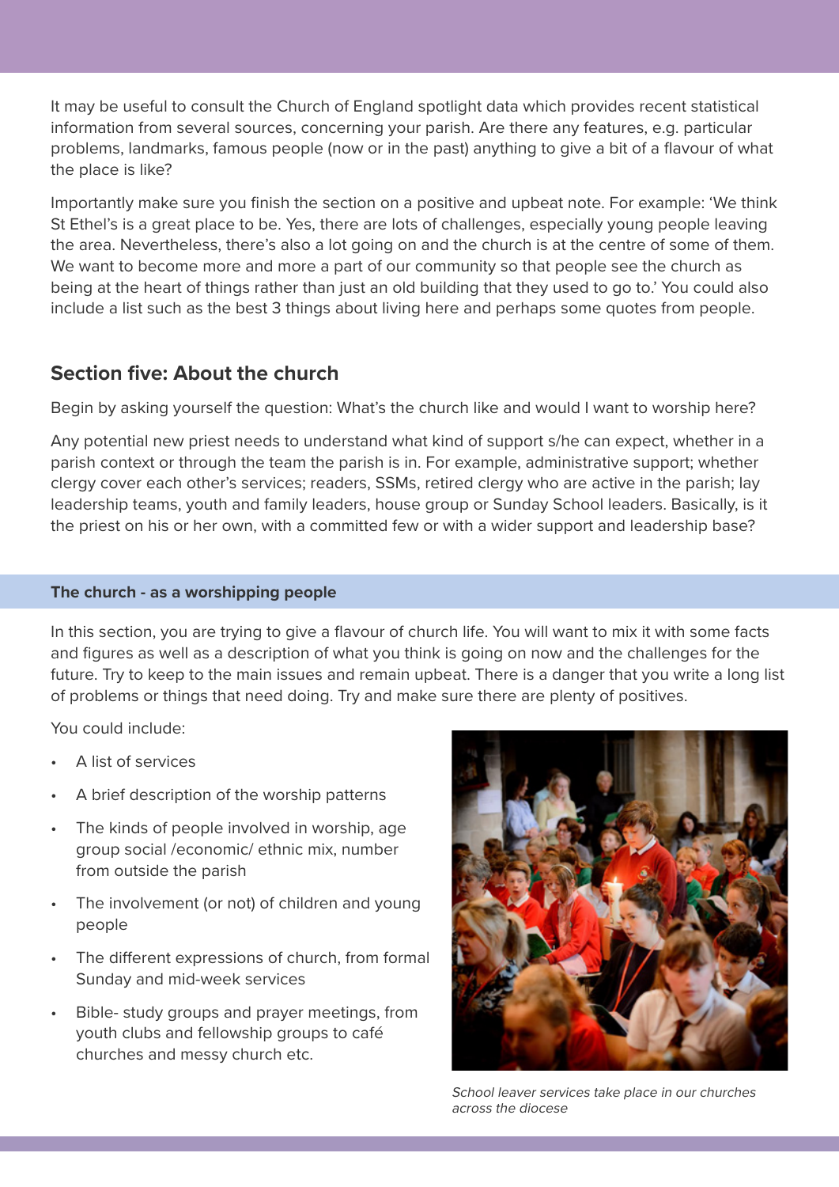It may be useful to consult the Church of England spotlight data which provides recent statistical information from several sources, concerning your parish. Are there any features, e.g. particular problems, landmarks, famous people (now or in the past) anything to give a bit of a flavour of what the place is like?

Importantly make sure you finish the section on a positive and upbeat note. For example: 'We think St Ethel's is a great place to be. Yes, there are lots of challenges, especially young people leaving the area. Nevertheless, there's also a lot going on and the church is at the centre of some of them. We want to become more and more a part of our community so that people see the church as being at the heart of things rather than just an old building that they used to go to.' You could also include a list such as the best 3 things about living here and perhaps some quotes from people.

## Section five: About the church

Begin by asking yourself the question: What's the church like and would I want to worship here?

Any potential new priest needs to understand what kind of support s/he can expect, whether in a parish context or through the team the parish is in. For example, administrative support; whether clergy cover each other's services; readers, SSMs, retired clergy who are active in the parish; lay leadership teams, youth and family leaders, house group or Sunday School leaders. Basically, is it the priest on his or her own, with a committed few or with a wider support and leadership base?

### The church - as a worshipping people

In this section, you are trying to give a flavour of church life. You will want to mix it with some facts and figures as well as a description of what you think is going on now and the challenges for the future. Try to keep to the main issues and remain upbeat. There is a danger that you write a long list of problems or things that need doing. Try and make sure there are plenty of positives.

You could include:

- A list of services
- A brief description of the worship patterns
- The kinds of people involved in worship, age group social /economic/ ethnic mix, number from outside the parish
- The involvement (or not) of children and young people
- The different expressions of church, from formal Sunday and mid-week services
- Bible- study groups and prayer meetings, from youth clubs and fellowship groups to café churches and messy church etc.

*School leaver services take place in our churches across the diocese*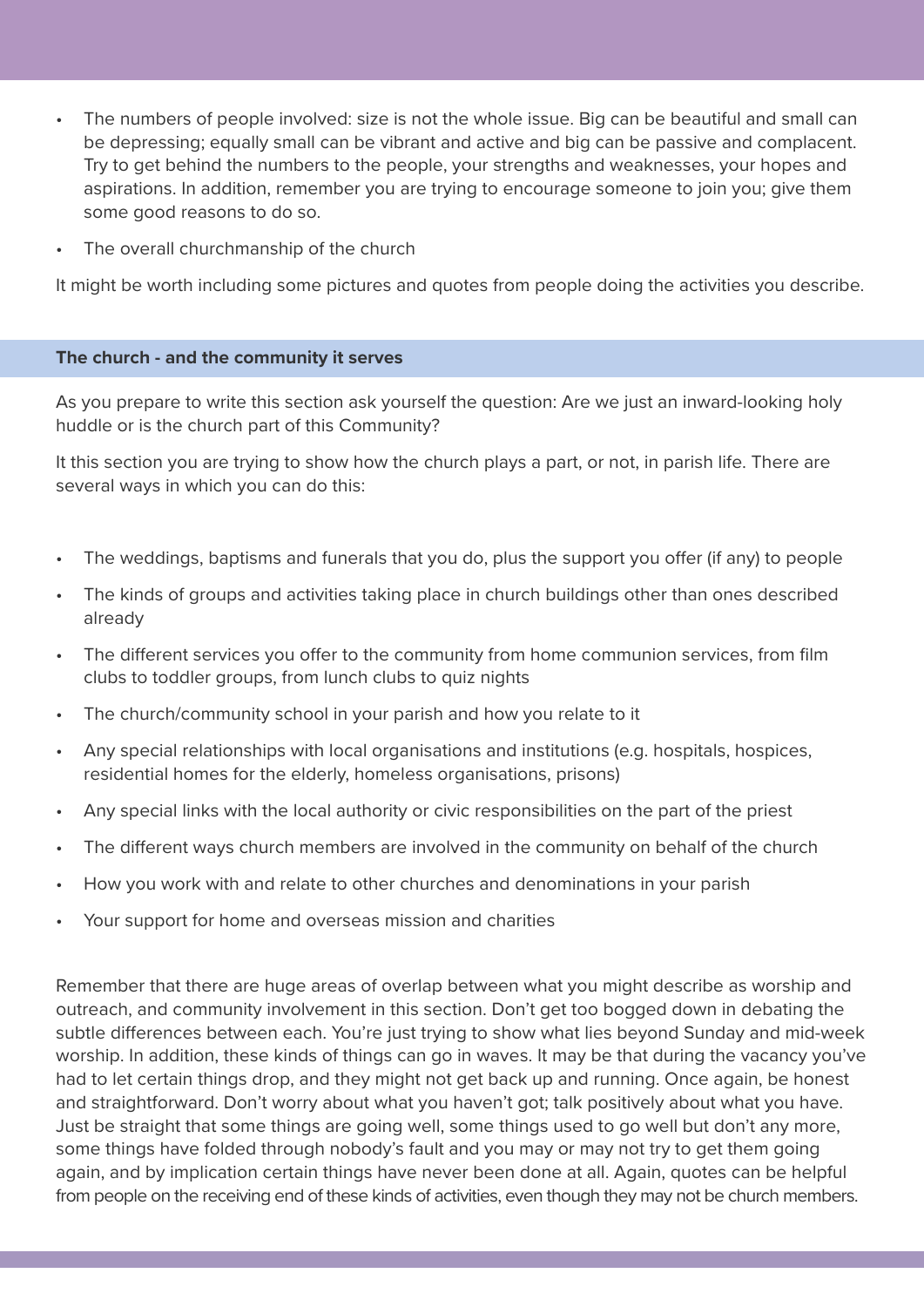- The numbers of people involved: size is not the whole issue. Big can be beautiful and small can be depressing; equally small can be vibrant and active and big can be passive and complacent. Try to get behind the numbers to the people, your strengths and weaknesses, your hopes and aspirations. In addition, remember you are trying to encourage someone to join you; give them some good reasons to do so.
- The overall churchmanship of the church

It might be worth including some pictures and quotes from people doing the activities you describe.

## The church - and the community it serves

As you prepare to write this section ask yourself the question: Are we just an inward-looking holy huddle or is the church part of this Community?

It this section you are trying to show how the church plays a part, or not, in parish life. There are several ways in which you can do this:

- The weddings, baptisms and funerals that you do, plus the support you offer (if any) to people
- The kinds of groups and activities taking place in church buildings other than ones described already
- The different services you offer to the community from home communion services, from film clubs to toddler groups, from lunch clubs to quiz nights
- The church/community school in your parish and how you relate to it
- Any special relationships with local organisations and institutions (e.g. hospitals, hospices, residential homes for the elderly, homeless organisations, prisons)
- Any special links with the local authority or civic responsibilities on the part of the priest
- The different ways church members are involved in the community on behalf of the church
- How you work with and relate to other churches and denominations in your parish
- Your support for home and overseas mission and charities

Remember that there are huge areas of overlap between what you might describe as worship and outreach, and community involvement in this section. Don't get too bogged down in debating the subtle differences between each. You're just trying to show what lies beyond Sunday and mid-week worship. In addition, these kinds of things can go in waves. It may be that during the vacancy you've had to let certain things drop, and they might not get back up and running. Once again, be honest and straightforward. Don't worry about what you haven't got; talk positively about what you have. Just be straight that some things are going well, some things used to go well but don't any more, some things have folded through nobody's fault and you may or may not try to get them going again, and by implication certain things have never been done at all. Again, quotes can be helpful from people on the receiving end of these kinds of activities, even though they may not be church members.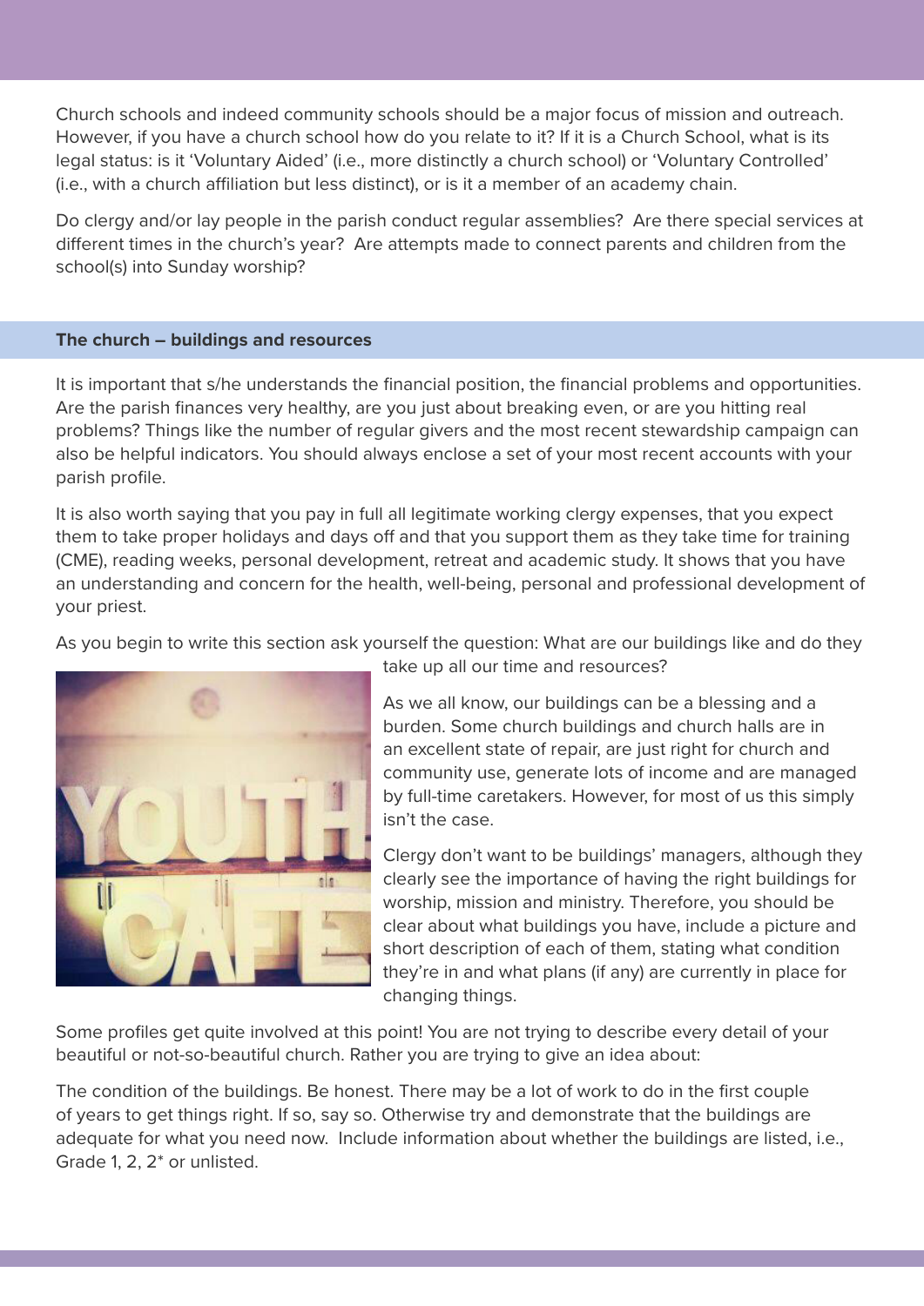Church schools and indeed community schools should be a major focus of mission and outreach. However, if you have a church school how do you relate to it? If it is a Church School, what is its legal status: is it 'Voluntary Aided' (i.e., more distinctly a church school) or 'Voluntary Controlled' (i.e., with a church affiliation but less distinct), or is it a member of an academy chain.

Do clergy and/or lay people in the parish conduct regular assemblies? Are there special services at different times in the church's year? Are attempts made to connect parents and children from the school(s) into Sunday worship?

## The church – buildings and resources

It is important that s/he understands the financial position, the financial problems and opportunities. Are the parish finances very healthy, are you just about breaking even, or are you hitting real problems? Things like the number of regular givers and the most recent stewardship campaign can also be helpful indicators. You should always enclose a set of your most recent accounts with your parish profile.

It is also worth saying that you pay in full all legitimate working clergy expenses, that you expect them to take proper holidays and days off and that you support them as they take time for training (CME), reading weeks, personal development, retreat and academic study. It shows that you have an understanding and concern for the health, well-being, personal and professional development of your priest.

As you begin to write this section ask yourself the question: What are our buildings like and do they take up all our time and resources?

As we all know, our buildings can be a blessing and a burden. Some church buildings and church halls are in an excellent state of repair, are just right for church and community use, generate lots of income and are managed by full-time caretakers. However, for most of us this simply isn't the case.

Clergy don't want to be buildings' managers, although they clearly see the importance of having the right buildings for worship, mission and ministry. Therefore, you should be clear about what buildings you have, include a picture and short description of each of them, stating what condition they're in and what plans (if any) are currently in place for changing things.

Some profiles get quite involved at this point! You are not trying to describe every detail of your beautiful or not-so-beautiful church. Rather you are trying to give an idea about:

The condition of the buildings. Be honest. There may be a lot of work to do in the first couple of years to get things right. If so, say so. Otherwise try and demonstrate that the buildings are adequate for what you need now. Include information about whether the buildings are listed, i.e., Grade 1, 2, 2* or unlisted.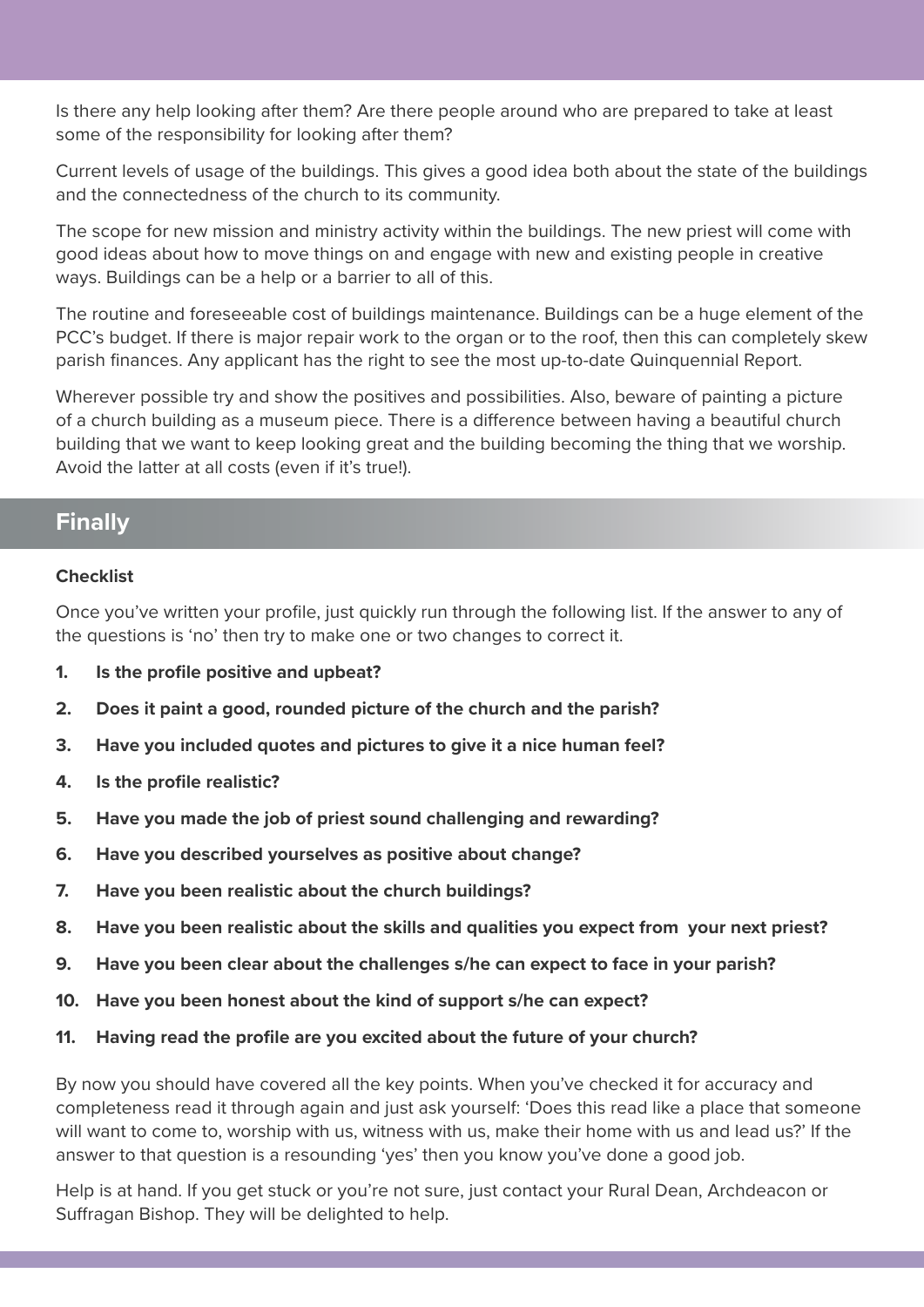Is there any help looking after them? Are there people around who are prepared to take at least some of the responsibility for looking after them?

Current levels of usage of the buildings. This gives a good idea both about the state of the buildings and the connectedness of the church to its community.

The scope for new mission and ministry activity within the buildings. The new priest will come with good ideas about how to move things on and engage with new and existing people in creative ways. Buildings can be a help or a barrier to all of this.

The routine and foreseeable cost of buildings maintenance. Buildings can be a huge element of the PCC's budget. If there is major repair work to the organ or to the roof, then this can completely skew parish finances. Any applicant has the right to see the most up-to-date Quinquennial Report.

Wherever possible try and show the positives and possibilities. Also, beware of painting a picture of a church building as a museum piece. There is a difference between having a beautiful church building that we want to keep looking great and the building becoming the thing that we worship. Avoid the latter at all costs (even if it's true!).

## Finally

### Checklist

Once you've written your profile, just quickly run through the following list. If the answer to any of the questions is 'no' then try to make one or two changes to correct it.

1. **Is the profile positive and upbeat?**
2. **Does it paint a good, rounded picture of the church and the parish?**
3. **Have you included quotes and pictures to give it a nice human feel?**
4. **Is the profile realistic?**
5. **Have you made the job of priest sound challenging and rewarding?**
6. **Have you described yourselves as positive about change?**
7. **Have you been realistic about the church buildings?**
8. **Have you been realistic about the skills and qualities you expect from your next priest?**
9. **Have you been clear about the challenges s/he can expect to face in your parish?**
10. **Have you been honest about the kind of support s/he can expect?**
11. **Having read the profile are you excited about the future of your church?**

By now you should have covered all the key points. When you've checked it for accuracy and completeness read it through again and just ask yourself: 'Does this read like a place that someone will want to come to, worship with us, witness with us, make their home with us and lead us?' If the answer to that question is a resounding 'yes' then you know you've done a good job.

Help is at hand. If you get stuck or you're not sure, just contact your Rural Dean, Archdeacon or Suffragan Bishop. They will be delighted to help.